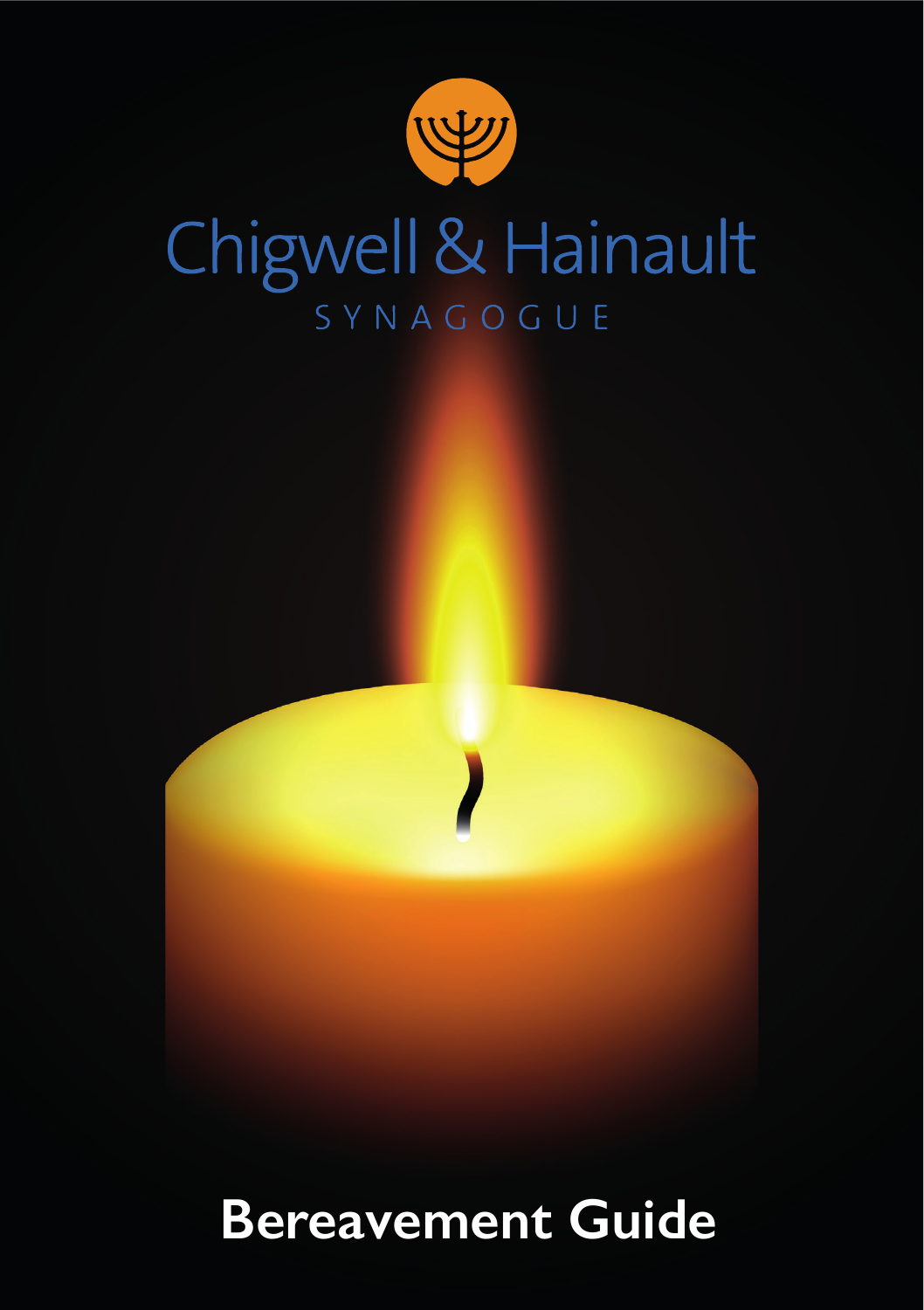Chigwell & Hainault

SYNAGOGUE

# Bereavement Guide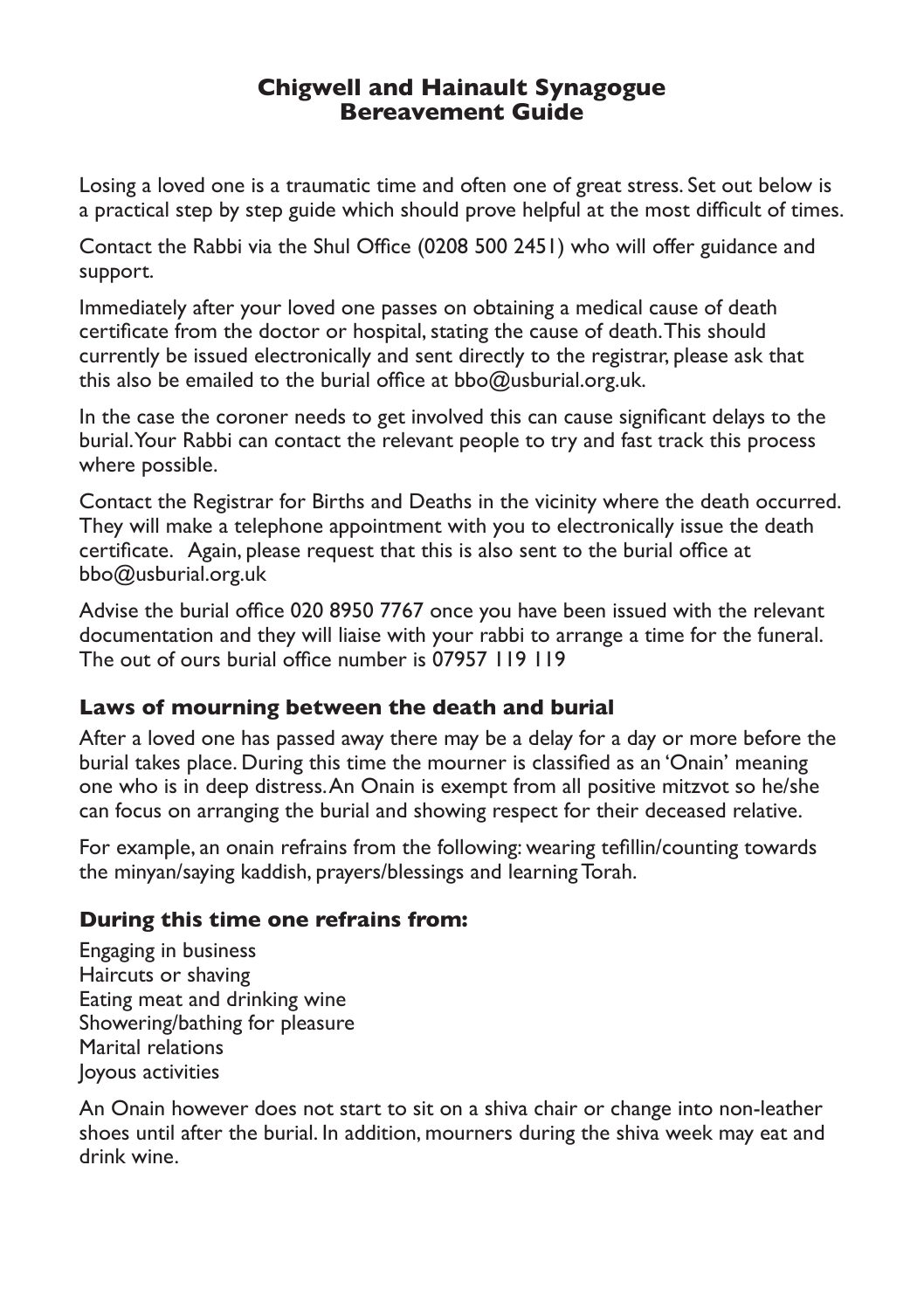# Chigwell and Hainault Synagogue Bereavement Guide

Losing a loved one is a traumatic time and often one of great stress. Set out below is a practical step by step guide which should prove helpful at the most difficult of times.

Contact the Rabbi via the Shul Office (0208 500 2451) who will offer guidance and support.

Immediately after your loved one passes on obtaining a medical cause of death certificate from the doctor or hospital, stating the cause of death. This should currently be issued electronically and sent directly to the registrar, please ask that this also be emailed to the burial office at bbo@usburial.org.uk.

In the case the coroner needs to get involved this can cause significant delays to the burial. Your Rabbi can contact the relevant people to try and fast track this process where possible.

Contact the Registrar for Births and Deaths in the vicinity where the death occurred. They will make a telephone appointment with you to electronically issue the death certificate. Again, please request that this is also sent to the burial office at bbo@usburial.org.uk

Advise the burial office 020 8950 7767 once you have been issued with the relevant documentation and they will liaise with your rabbi to arrange a time for the funeral. The out of ours burial office number is 07957 119 119

## Laws of mourning between the death and burial

After a loved one has passed away there may be a delay for a day or more before the burial takes place. During this time the mourner is classified as an 'Onain' meaning one who is in deep distress. An Onain is exempt from all positive mitzvot so he/she can focus on arranging the burial and showing respect for their deceased relative.

For example, an onain refrains from the following: wearing tefillin/counting towards the minyan/saying kaddish, prayers/blessings and learning Torah.

## During this time one refrains from:

Engaging in business
Haircuts or shaving
Eating meat and drinking wine
Showering/bathing for pleasure
Marital relations
Joyous activities

An Onain however does not start to sit on a shiva chair or change into non-leather shoes until after the burial. In addition, mourners during the shiva week may eat and drink wine.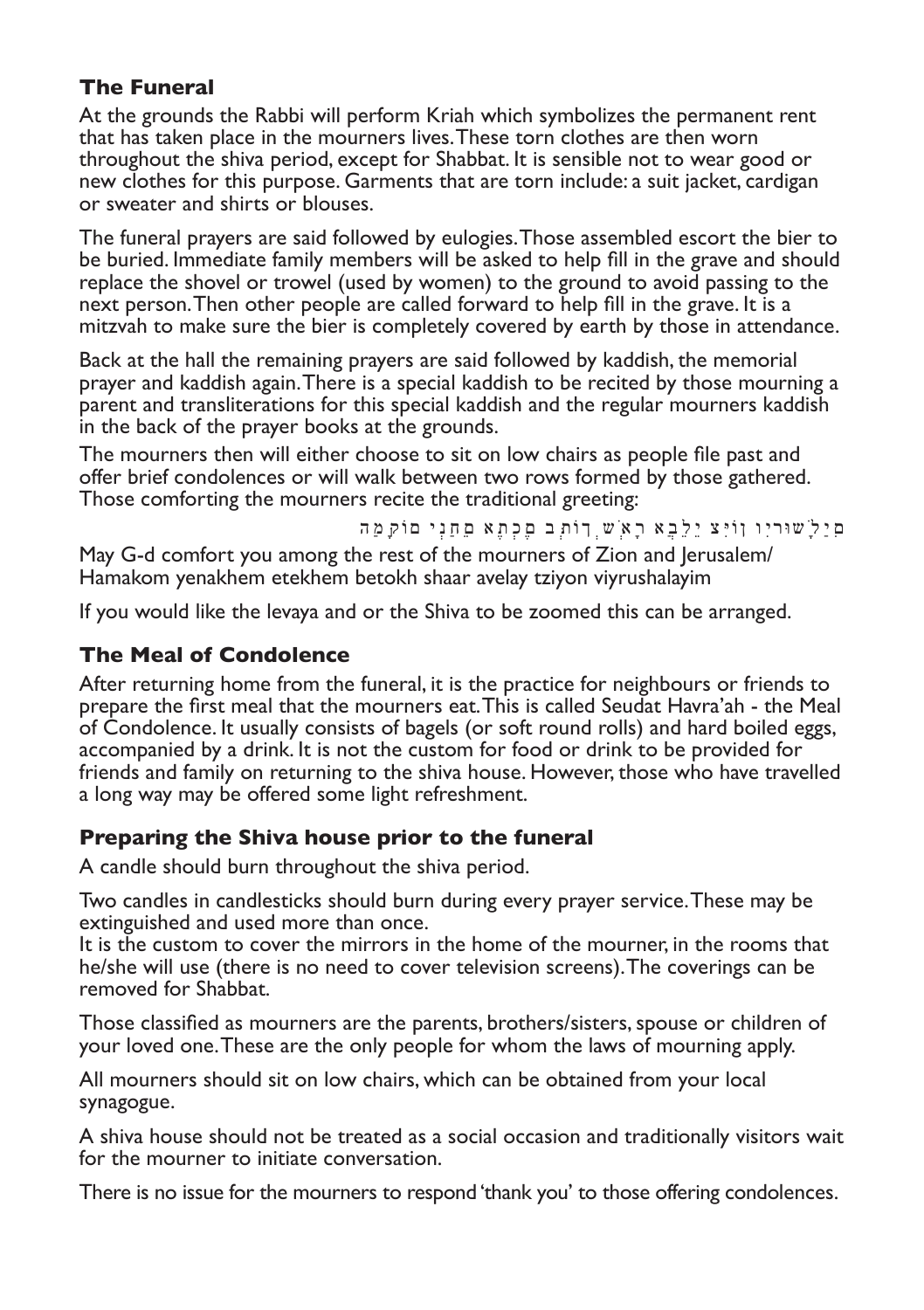### The Funeral

At the grounds the Rabbi will perform Kriah which symbolizes the permanent rent that has taken place in the mourners lives. These torn clothes are then worn throughout the shiva period, except for Shabbat. It is sensible not to wear good or new clothes for this purpose. Garments that are torn include: a suit jacket, cardigan or sweater and shirts or blouses.

The funeral prayers are said followed by eulogies. Those assembled escort the bier to be buried. Immediate family members will be asked to help fill in the grave and should replace the shovel or trowel (used by women) to the ground to avoid passing to the next person. Then other people are called forward to help fill in the grave. It is a mitzvah to make sure the bier is completely covered by earth by those in attendance.

Back at the hall the remaining prayers are said followed by kaddish, the memorial prayer and kaddish again. There is a special kaddish to be recited by those mourning a parent and transliterations for this special kaddish and the regular mourners kaddish in the back of the prayer books at the grounds.

The mourners then will either choose to sit on low chairs as people file past and offer brief condolences or will walk between two rows formed by those gathered. Those comforting the mourners recite the traditional greeting:

הַמָּקוֹם יְנַחֵם אֶתְכֶם בְּתוֹךְ שְׁאָר אֲבֵלֵי צִיּוֹן וִירוּשָׁלָיִם

May G-d comfort you among the rest of the mourners of Zion and Jerusalem/ Hamakom yenakhem etekhem betokh shaar avelay tziyon viyrushalayim

If you would like the levaya and or the Shiva to be zoomed this can be arranged.

### The Meal of Condolence

After returning home from the funeral, it is the practice for neighbours or friends to prepare the first meal that the mourners eat. This is called Seudat Havra'ah - the Meal of Condolence. It usually consists of bagels (or soft round rolls) and hard boiled eggs, accompanied by a drink. It is not the custom for food or drink to be provided for friends and family on returning to the shiva house. However, those who have travelled a long way may be offered some light refreshment.

### Preparing the Shiva house prior to the funeral

A candle should burn throughout the shiva period.

Two candles in candlesticks should burn during every prayer service. These may be extinguished and used more than once.
It is the custom to cover the mirrors in the home of the mourner, in the rooms that he/she will use (there is no need to cover television screens). The coverings can be removed for Shabbat.

Those classified as mourners are the parents, brothers/sisters, spouse or children of your loved one. These are the only people for whom the laws of mourning apply.

All mourners should sit on low chairs, which can be obtained from your local synagogue.

A shiva house should not be treated as a social occasion and traditionally visitors wait for the mourner to initiate conversation.

There is no issue for the mourners to respond 'thank you' to those offering condolences.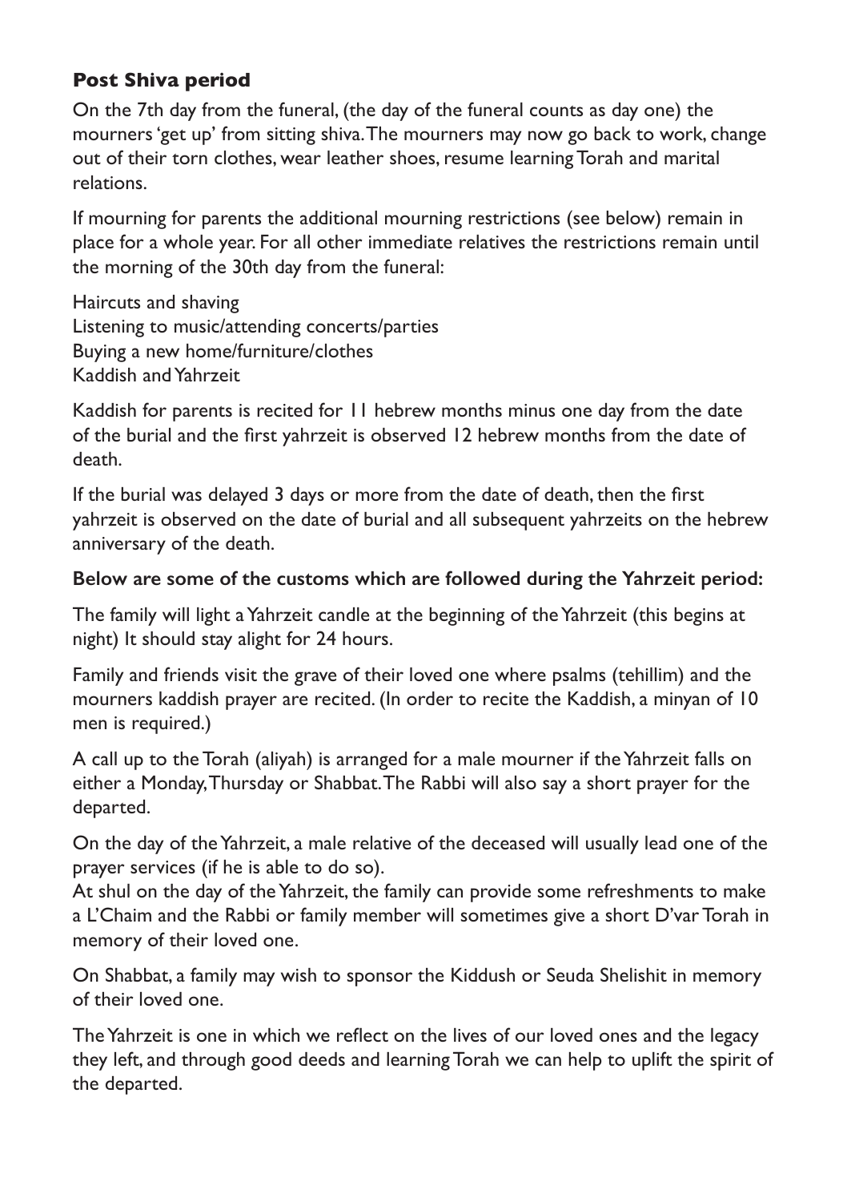## Post Shiva period

On the 7th day from the funeral, (the day of the funeral counts as day one) the mourners 'get up' from sitting shiva. The mourners may now go back to work, change out of their torn clothes, wear leather shoes, resume learning Torah and marital relations.

If mourning for parents the additional mourning restrictions (see below) remain in place for a whole year. For all other immediate relatives the restrictions remain until the morning of the 30th day from the funeral:

Haircuts and shaving
Listening to music/attending concerts/parties
Buying a new home/furniture/clothes
Kaddish and Yahrzeit

Kaddish for parents is recited for 11 hebrew months minus one day from the date of the burial and the first yahrzeit is observed 12 hebrew months from the date of death.

If the burial was delayed 3 days or more from the date of death, then the first yahrzeit is observed on the date of burial and all subsequent yahrzeits on the hebrew anniversary of the death.

**Below are some of the customs which are followed during the Yahrzeit period:**

The family will light a Yahrzeit candle at the beginning of the Yahrzeit (this begins at night) It should stay alight for 24 hours.

Family and friends visit the grave of their loved one where psalms (tehillim) and the mourners kaddish prayer are recited. (In order to recite the Kaddish, a minyan of 10 men is required.)

A call up to the Torah (aliyah) is arranged for a male mourner if the Yahrzeit falls on either a Monday, Thursday or Shabbat. The Rabbi will also say a short prayer for the departed.

On the day of the Yahrzeit, a male relative of the deceased will usually lead one of the prayer services (if he is able to do so).
At shul on the day of the Yahrzeit, the family can provide some refreshments to make a L'Chaim and the Rabbi or family member will sometimes give a short D'var Torah in memory of their loved one.

On Shabbat, a family may wish to sponsor the Kiddush or Seuda Shelishit in memory of their loved one.

The Yahrzeit is one in which we reflect on the lives of our loved ones and the legacy they left, and through good deeds and learning Torah we can help to uplift the spirit of the departed.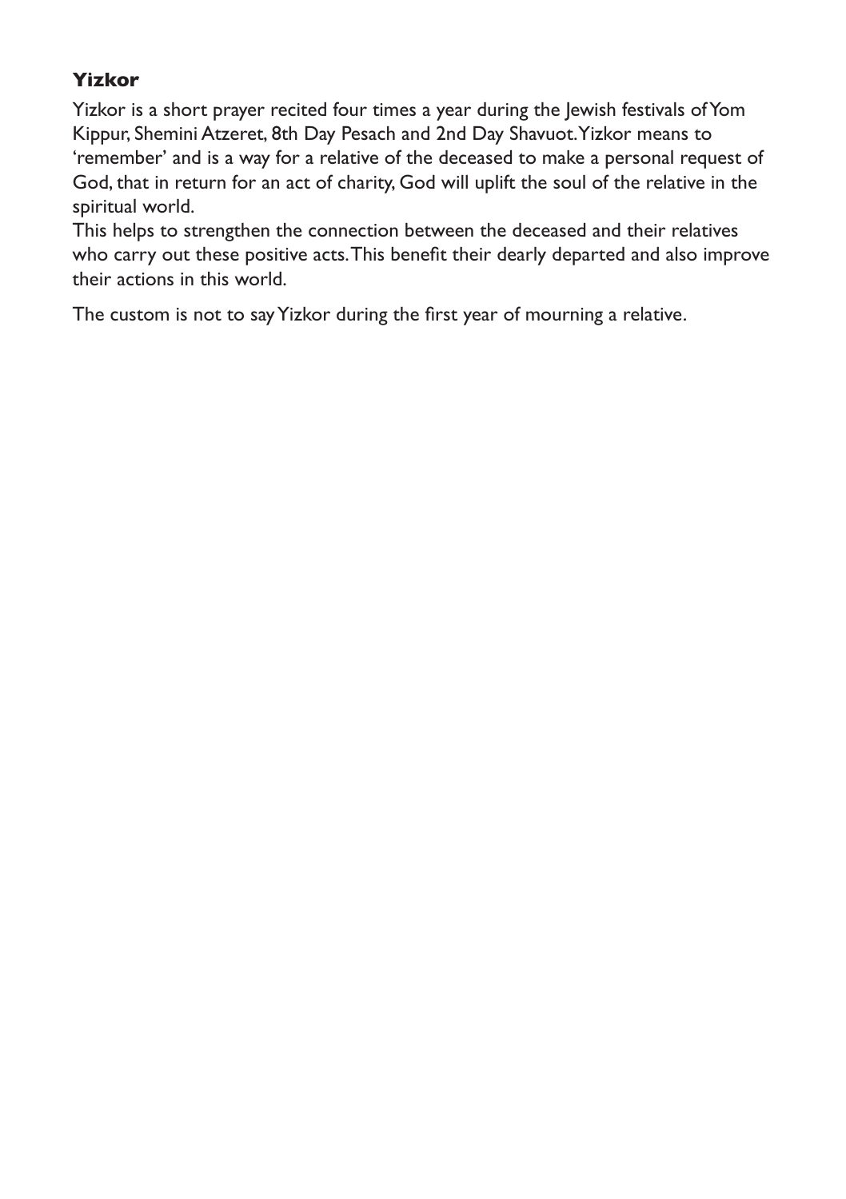### Yizkor

Yizkor is a short prayer recited four times a year during the Jewish festivals of Yom Kippur, Shemini Atzeret, 8th Day Pesach and 2nd Day Shavuot. Yizkor means to 'remember' and is a way for a relative of the deceased to make a personal request of God, that in return for an act of charity, God will uplift the soul of the relative in the spiritual world.

This helps to strengthen the connection between the deceased and their relatives who carry out these positive acts. This benefit their dearly departed and also improve their actions in this world.

The custom is not to say Yizkor during the first year of mourning a relative.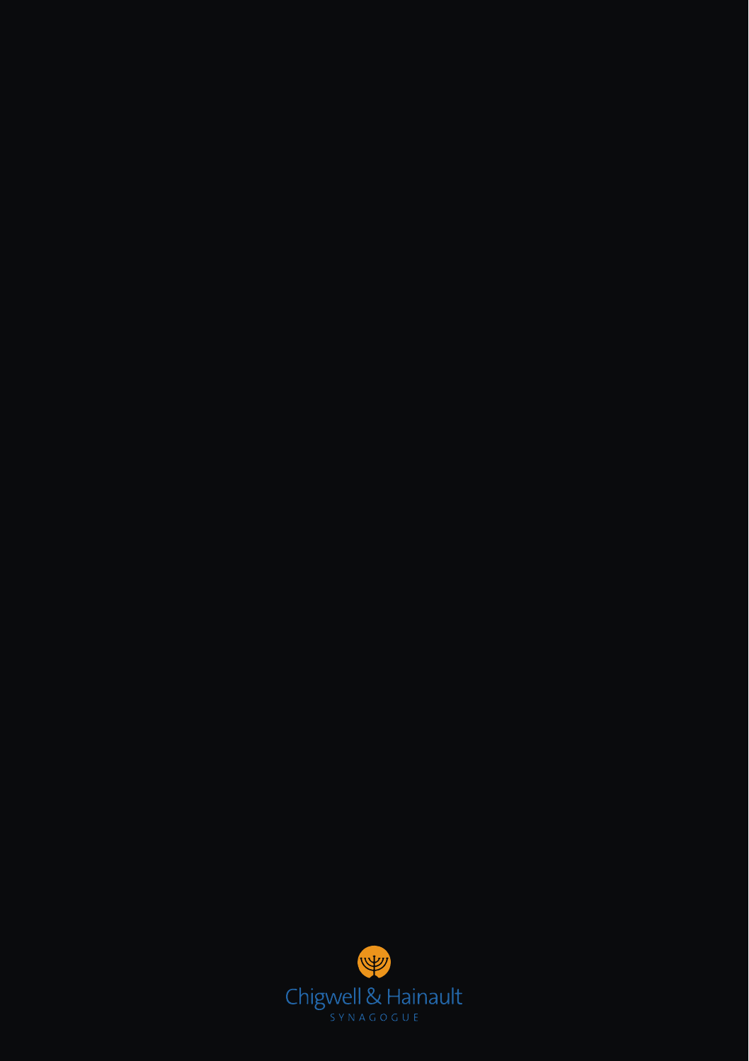Chigwell & Hainault

SYNAGOGUE